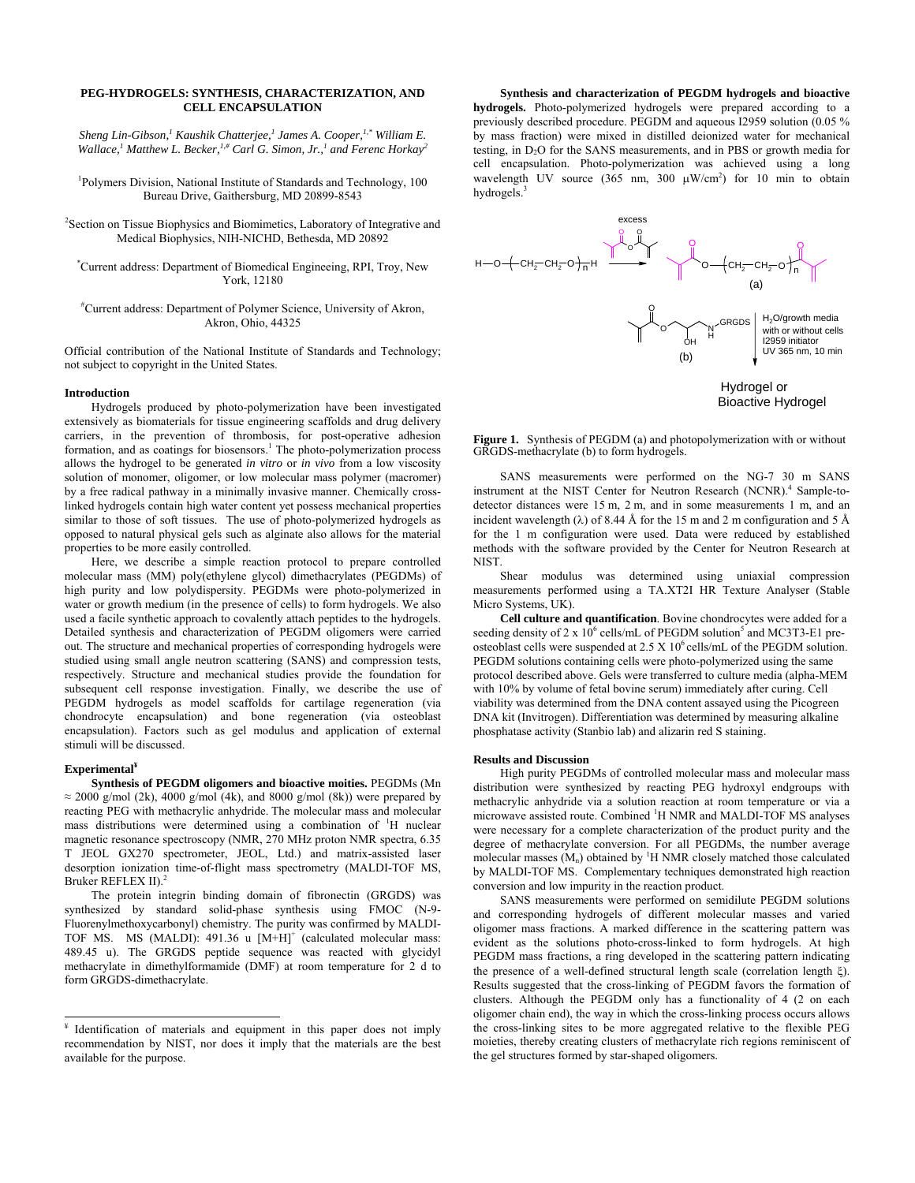# PEG-HYDROGELS: SYNTHESIS, CHARACTERIZATION, AND CELL ENCAPSULATION

*Sheng Lin-Gibson,[1] Kaushik Chatterjee,[1] James A. Cooper,[1,*] William E. Wallace,[1] Matthew L. Becker,[1,#] Carl G. Simon, Jr.,[1] and Ferenc Horkay[2]*

[1]Polymers Division, National Institute of Standards and Technology, 100 Bureau Drive, Gaithersburg, MD 20899-8543

[2]Section on Tissue Biophysics and Biomimetics, Laboratory of Integrative and Medical Biophysics, NIH-NICHD, Bethesda, MD 20892

[*]Current address: Department of Biomedical Engineering, RPI, Troy, New York, 12180

[#]Current address: Department of Polymer Science, University of Akron, Akron, Ohio, 44325

Official contribution of the National Institute of Standards and Technology; not subject to copyright in the United States.

## Introduction

Hydrogels produced by photo-polymerization have been investigated extensively as biomaterials for tissue engineering scaffolds and drug delivery carriers, in the prevention of thrombosis, for post-operative adhesion formation, and as coatings for biosensors.[1] The photo-polymerization process allows the hydrogel to be generated *in vitro* or *in vivo* from a low viscosity solution of monomer, oligomer, or low molecular mass polymer (macromer) by a free radical pathway in a minimally invasive manner. Chemically crosslinked hydrogels contain high water content yet possess mechanical properties similar to those of soft tissues. The use of photo-polymerized hydrogels as opposed to natural physical gels such as alginate also allows for the material properties to be more easily controlled.

Here, we describe a simple reaction protocol to prepare controlled molecular mass (MM) poly(ethylene glycol) dimethacrylates (PEGDMs) of high purity and low polydispersity. PEGDMs were photo-polymerized in water or growth medium (in the presence of cells) to form hydrogels. We also used a facile synthetic approach to covalently attach peptides to the hydrogels. Detailed synthesis and characterization of PEGDM oligomers were carried out. The structure and mechanical properties of corresponding hydrogels were studied using small angle neutron scattering (SANS) and compression tests, respectively. Structure and mechanical studies provide the foundation for subsequent cell response investigation. Finally, we describe the use of PEGDM hydrogels as model scaffolds for cartilage regeneration (via chondrocyte encapsulation) and bone regeneration (via osteoblast encapsulation). Factors such as gel modulus and application of external stimuli will be discussed.

## Experimental[¥]

**Synthesis of PEGDM oligomers and bioactive moities.** PEGDMs (Mn ≈ 2000 g/mol (2k), 4000 g/mol (4k), and 8000 g/mol (8k)) were prepared by reacting PEG with methacrylic anhydride. The molecular mass and molecular mass distributions were determined using a combination of $^1$H nuclear magnetic resonance spectroscopy (NMR, 270 MHz proton NMR spectra, 6.35 T JEOL GX270 spectrometer, JEOL, Ltd.) and matrix-assisted laser desorption ionization time-of-flight mass spectrometry (MALDI-TOF MS, Bruker REFLEX II).[2]

The protein integrin binding domain of fibronectin (GRGDS) was synthesized by standard solid-phase synthesis using FMOC (N-9-Fluorenylmethoxycarbonyl) chemistry. The purity was confirmed by MALDI-TOF MS. MS (MALDI): 491.36 u $[M+H]^+$ (calculated molecular mass: 489.45 u). The GRGDS peptide sequence was reacted with glycidyl methacrylate in dimethylformamide (DMF) at room temperature for 2 d to form GRGDS-dimethacrylate.

**Synthesis and characterization of PEGDM hydrogels and bioactive hydrogels.** Photo-polymerized hydrogels were prepared according to a previously described procedure. PEGDM and aqueous I2959 solution (0.05 % by mass fraction) were mixed in distilled deionized water for mechanical testing, in $D_2O$ for the SANS measurements, and in PBS or growth media for cell encapsulation. Photo-polymerization was achieved using a long wavelength UV source (365 nm, 300 μW/cm$^2$) for 10 min to obtain hydrogels.[3]

**Figure 1.** Synthesis of PEGDM (a) and photopolymerization with or without GRGDS-methacrylate (b) to form hydrogels.

SANS measurements were performed on the NG-7 30 m SANS instrument at the NIST Center for Neutron Research (NCNR).[4] Sample-to-detector distances were 15 m, 2 m, and in some measurements 1 m, and an incident wavelength (λ) of 8.44 Å for the 15 m and 2 m configuration and 5 Å for the 1 m configuration were used. Data were reduced by established methods with the software provided by the Center for Neutron Research at NIST.

Shear modulus was determined using uniaxial compression measurements performed using a TA.XT2I HR Texture Analyser (Stable Micro Systems, UK).

**Cell culture and quantification**. Bovine chondrocytes were added for a seeding density of 2 x 10$^6$ cells/mL of PEGDM solution[5] and MC3T3-E1 pre-osteoblast cells were suspended at 2.5 X 10$^6$ cells/mL of the PEGDM solution. PEGDM solutions containing cells were photo-polymerized using the same protocol described above. Gels were transferred to culture media (alpha-MEM with 10% by volume of fetal bovine serum) immediately after curing. Cell viability was determined from the DNA content assayed using the Picogreen DNA kit (Invitrogen). Differentiation was determined by measuring alkaline phosphatase activity (Stanbio lab) and alizarin red S staining.

## Results and Discussion

High purity PEGDMs of controlled molecular mass and molecular mass distribution were synthesized by reacting PEG hydroxyl endgroups with methacrylic anhydride via a solution reaction at room temperature or via a microwave assisted route. Combined $^1$H NMR and MALDI-TOF MS analyses were necessary for a complete characterization of the product purity and the degree of methacrylate conversion. For all PEGDMs, the number average molecular masses ($M_n$) obtained by $^1$H NMR closely matched those calculated by MALDI-TOF MS. Complementary techniques demonstrated high reaction conversion and low impurity in the reaction product.

SANS measurements were performed on semidilute PEGDM solutions and corresponding hydrogels of different molecular masses and varied oligomer mass fractions. A marked difference in the scattering pattern was evident as the solutions photo-cross-linked to form hydrogels. At high PEGDM mass fractions, a ring developed in the scattering pattern indicating the presence of a well-defined structural length scale (correlation length ξ). Results suggested that the cross-linking of PEGDM favors the formation of clusters. Although the PEGDM only has a functionality of 4 (2 on each oligomer chain end), the way in which the cross-linking process occurs allows the cross-linking sites to be more aggregated relative to the flexible PEG moieties, thereby creating clusters of methacrylate rich regions reminiscent of the gel structures formed by star-shaped oligomers.

---

[¥] Identification of materials and equipment in this paper does not imply recommendation by NIST, nor does it imply that the materials are the best available for the purpose.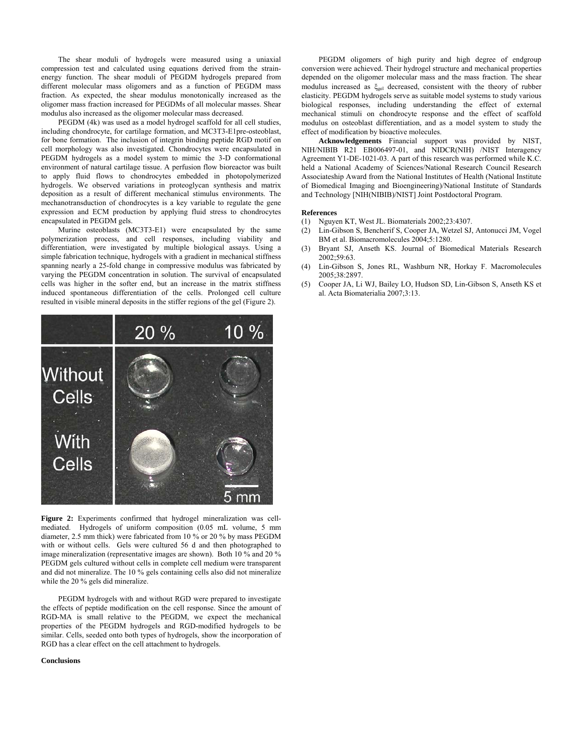The shear moduli of hydrogels were measured using a uniaxial compression test and calculated using equations derived from the strain-energy function. The shear moduli of PEGDM hydrogels prepared from different molecular mass oligomers and as a function of PEGDM mass fraction. As expected, the shear modulus monotonically increased as the oligomer mass fraction increased for PEGDMs of all molecular masses. Shear modulus also increased as the oligomer molecular mass decreased.

PEGDM (4k) was used as a model hydrogel scaffold for all cell studies, including chondrocyte, for cartilage formation, and MC3T3-E1pre-osteoblast, for bone formation. The inclusion of integrin binding peptide RGD motif on cell morphology was also investigated. Chondrocytes were encapsulated in PEGDM hydrogels as a model system to mimic the 3-D conformational environment of natural cartilage tissue. A perfusion flow bioreactor was built to apply fluid flows to chondrocytes embedded in photopolymerized hydrogels. We observed variations in proteoglycan synthesis and matrix deposition as a result of different mechanical stimulus environments. The mechanotransduction of chondrocytes is a key variable to regulate the gene expression and ECM production by applying fluid stress to chondrocytes encapsulated in PEGDM gels.

Murine osteoblasts (MC3T3-E1) were encapsulated by the same polymerization process, and cell responses, including viability and differentiation, were investigated by multiple biological assays. Using a simple fabrication technique, hydrogels with a gradient in mechanical stiffness spanning nearly a 25-fold change in compressive modulus was fabricated by varying the PEGDM concentration in solution. The survival of encapsulated cells was higher in the softer end, but an increase in the matrix stiffness induced spontaneous differentiation of the cells. Prolonged cell culture resulted in visible mineral deposits in the stiffer regions of the gel (Figure 2).

20 %
10 %
Without Cells
With Cells
5 mm

**Figure 2:** Experiments confirmed that hydrogel mineralization was cell-mediated. Hydrogels of uniform composition (0.05 mL volume, 5 mm diameter, 2.5 mm thick) were fabricated from 10 % or 20 % by mass PEGDM with or without cells. Gels were cultured 56 d and then photographed to image mineralization (representative images are shown). Both 10 % and 20 % PEGDM gels cultured without cells in complete cell medium were transparent and did not mineralize. The 10 % gels containing cells also did not mineralize while the 20 % gels did mineralize.

PEGDM hydrogels with and without RGD were prepared to investigate the effects of peptide modification on the cell response. Since the amount of RGD-MA is small relative to the PEGDM, we expect the mechanical properties of the PEGDM hydrogels and RGD-modified hydrogels to be similar. Cells, seeded onto both types of hydrogels, show the incorporation of RGD has a clear effect on the cell attachment to hydrogels.

**Conclusions**

PEGDM oligomers of high purity and high degree of endgroup conversion were achieved. Their hydrogel structure and mechanical properties depended on the oligomer molecular mass and the mass fraction. The shear modulus increased as $\xi_{gel}$ decreased, consistent with the theory of rubber elasticity. PEGDM hydrogels serve as suitable model systems to study various biological responses, including understanding the effect of external mechanical stimuli on chondrocyte response and the effect of scaffold modulus on osteoblast differentiation, and as a model system to study the effect of modification by bioactive molecules.

**Acknowledgements** Financial support was provided by NIST, NIH/NIBIB R21 EB006497-01, and NIDCR(NIH) /NIST Interagency Agreement Y1-DE-1021-03. A part of this research was performed while K.C. held a National Academy of Sciences/National Research Council Research Associateship Award from the National Institutes of Health (National Institute of Biomedical Imaging and Bioengineering)/National Institute of Standards and Technology [NIH(NIBIB)/NIST] Joint Postdoctoral Program.

**References**

(1) Nguyen KT, West JL. Biomaterials 2002;23:4307.
(2) Lin-Gibson S, Bencherif S, Cooper JA, Wetzel SJ, Antonucci JM, Vogel BM et al. Biomacromolecules 2004;5:1280.
(3) Bryant SJ, Anseth KS. Journal of Biomedical Materials Research 2002;59:63.
(4) Lin-Gibson S, Jones RL, Washburn NR, Horkay F. Macromolecules 2005;38:2897.
(5) Cooper JA, Li WJ, Bailey LO, Hudson SD, Lin-Gibson S, Anseth KS et al. Acta Biomaterialia 2007;3:13.